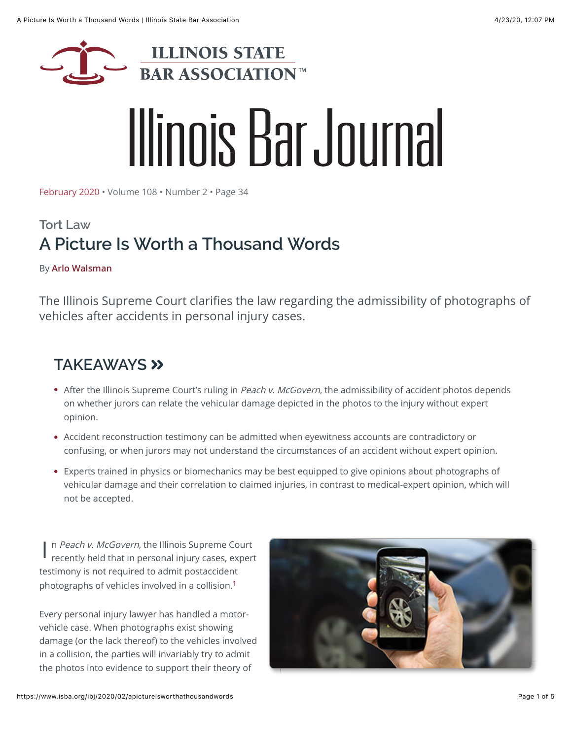# Illinois Bar Journal

February 2020 • Volume 108 • Number 2 • Page 34

Tort Law

## A Picture Is Worth a Thousand Words

By **Arlo Walsman**

The Illinois Supreme Court clarifies the law regarding the admissibility of photographs of vehicles after accidents in personal injury cases.

### TAKEAWAYS »

- After the Illinois Supreme Court's ruling in *Peach v. McGovern*, the admissibility of accident photos depends on whether jurors can relate the vehicular damage depicted in the photos to the injury without expert opinion.
- Accident reconstruction testimony can be admitted when eyewitness accounts are contradictory or confusing, or when jurors may not understand the circumstances of an accident without expert opinion.
- Experts trained in physics or biomechanics may be best equipped to give opinions about photographs of vehicular damage and their correlation to claimed injuries, in contrast to medical-expert opinion, which will not be accepted.

In *Peach v. McGovern*, the Illinois Supreme Court recently held that in personal injury cases, expert testimony is not required to admit postaccident photographs of vehicles involved in a collision.[1]

Every personal injury lawyer has handled a motor-vehicle case. When photographs exist showing damage (or the lack thereof) to the vehicles involved in a collision, the parties will invariably try to admit the photos into evidence to support their theory of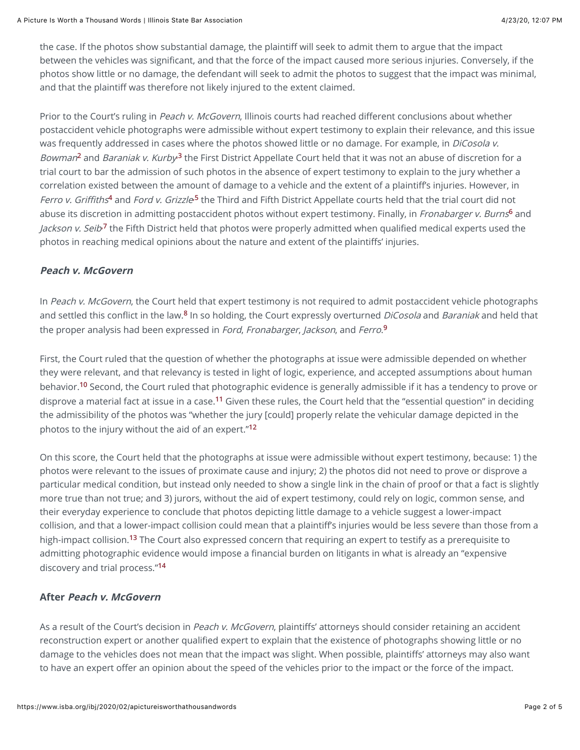the case. If the photos show substantial damage, the plaintiff will seek to admit them to argue that the impact between the vehicles was significant, and that the force of the impact caused more serious injuries. Conversely, if the photos show little or no damage, the defendant will seek to admit the photos to suggest that the impact was minimal, and that the plaintiff was therefore not likely injured to the extent claimed.

Prior to the Court's ruling in *Peach v. McGovern*, Illinois courts had reached different conclusions about whether postaccident vehicle photographs were admissible without expert testimony to explain their relevance, and this issue was frequently addressed in cases where the photos showed little or no damage. For example, in *DiCosola v. Bowman*[2] and *Baraniak v. Kurby*,[3] the First District Appellate Court held that it was not an abuse of discretion for a trial court to bar the admission of such photos in the absence of expert testimony to explain to the jury whether a correlation existed between the amount of damage to a vehicle and the extent of a plaintiff's injuries. However, in *Ferro v. Griffiths*[4] and *Ford v. Grizzle*,[5] the Third and Fifth District Appellate courts held that the trial court did not abuse its discretion in admitting postaccident photos without expert testimony. Finally, in *Fronabarger v. Burns*[6] and *Jackson v. Seib*,[7] the Fifth District held that photos were properly admitted when qualified medical experts used the photos in reaching medical opinions about the nature and extent of the plaintiffs' injuries.

### *Peach v. McGovern*

In *Peach v. McGovern*, the Court held that expert testimony is not required to admit postaccident vehicle photographs and settled this conflict in the law.[8] In so holding, the Court expressly overturned *DiCosola* and *Baraniak* and held that the proper analysis had been expressed in *Ford*, *Fronabarger*, *Jackson*, and *Ferro*.[9]

First, the Court ruled that the question of whether the photographs at issue were admissible depended on whether they were relevant, and that relevancy is tested in light of logic, experience, and accepted assumptions about human behavior.[10] Second, the Court ruled that photographic evidence is generally admissible if it has a tendency to prove or disprove a material fact at issue in a case.[11] Given these rules, the Court held that the "essential question" in deciding the admissibility of the photos was "whether the jury [could] properly relate the vehicular damage depicted in the photos to the injury without the aid of an expert."[12]

On this score, the Court held that the photographs at issue were admissible without expert testimony, because: 1) the photos were relevant to the issues of proximate cause and injury; 2) the photos did not need to prove or disprove a particular medical condition, but instead only needed to show a single link in the chain of proof or that a fact is slightly more true than not true; and 3) jurors, without the aid of expert testimony, could rely on logic, common sense, and their everyday experience to conclude that photos depicting little damage to a vehicle suggest a lower-impact collision, and that a lower-impact collision could mean that a plaintiff's injuries would be less severe than those from a high-impact collision.[13] The Court also expressed concern that requiring an expert to testify as a prerequisite to admitting photographic evidence would impose a financial burden on litigants in what is already an "expensive discovery and trial process."[14]

### After *Peach v. McGovern*

As a result of the Court's decision in *Peach v. McGovern*, plaintiffs' attorneys should consider retaining an accident reconstruction expert or another qualified expert to explain that the existence of photographs showing little or no damage to the vehicles does not mean that the impact was slight. When possible, plaintiffs' attorneys may also want to have an expert offer an opinion about the speed of the vehicles prior to the impact or the force of the impact.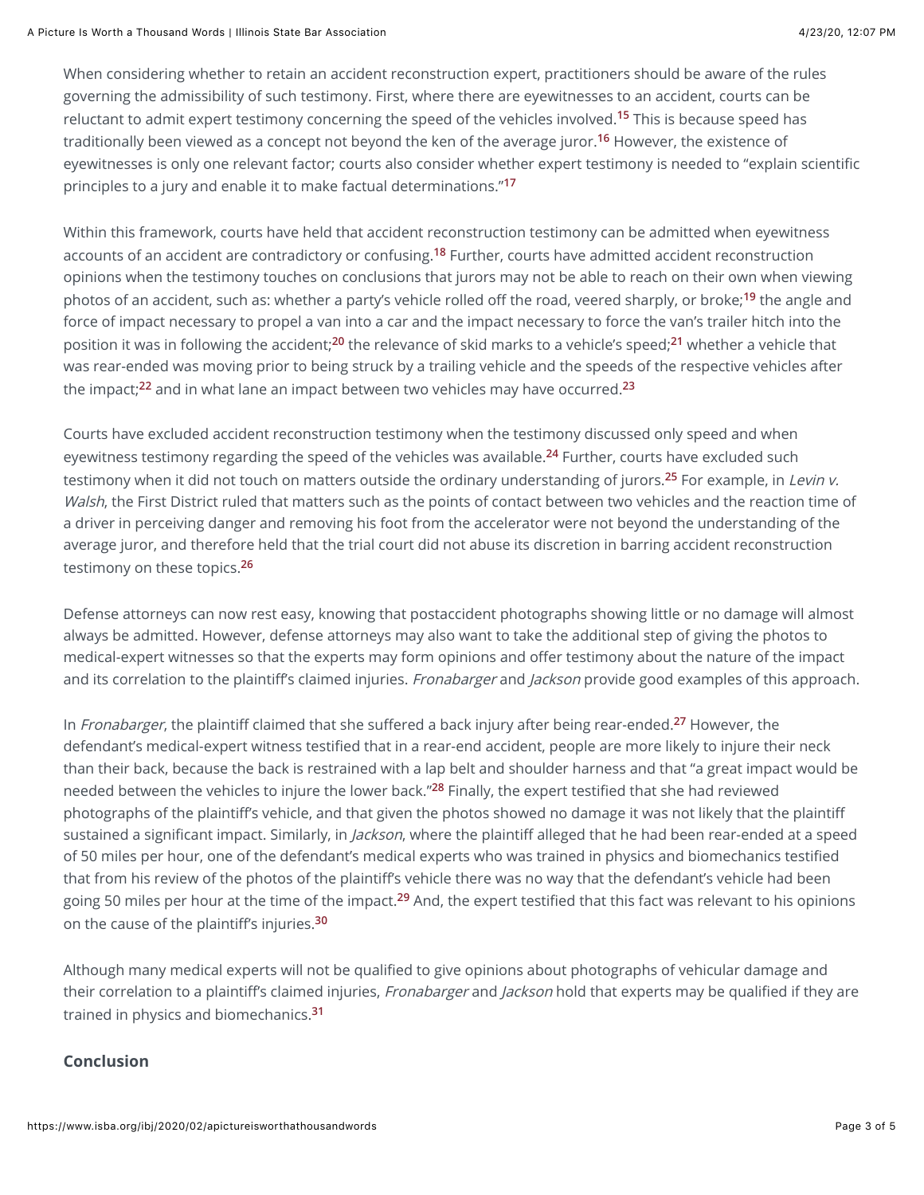When considering whether to retain an accident reconstruction expert, practitioners should be aware of the rules governing the admissibility of such testimony. First, where there are eyewitnesses to an accident, courts can be reluctant to admit expert testimony concerning the speed of the vehicles involved.[15] This is because speed has traditionally been viewed as a concept not beyond the ken of the average juror.[16] However, the existence of eyewitnesses is only one relevant factor; courts also consider whether expert testimony is needed to "explain scientific principles to a jury and enable it to make factual determinations."[17]

Within this framework, courts have held that accident reconstruction testimony can be admitted when eyewitness accounts of an accident are contradictory or confusing.[18] Further, courts have admitted accident reconstruction opinions when the testimony touches on conclusions that jurors may not be able to reach on their own when viewing photos of an accident, such as: whether a party's vehicle rolled off the road, veered sharply, or broke;[19] the angle and force of impact necessary to propel a van into a car and the impact necessary to force the van's trailer hitch into the position it was in following the accident;[20] the relevance of skid marks to a vehicle's speed;[21] whether a vehicle that was rear-ended was moving prior to being struck by a trailing vehicle and the speeds of the respective vehicles after the impact;[22] and in what lane an impact between two vehicles may have occurred.[23]

Courts have excluded accident reconstruction testimony when the testimony discussed only speed and when eyewitness testimony regarding the speed of the vehicles was available.[24] Further, courts have excluded such testimony when it did not touch on matters outside the ordinary understanding of jurors.[25] For example, in *Levin v. Walsh*, the First District ruled that matters such as the points of contact between two vehicles and the reaction time of a driver in perceiving danger and removing his foot from the accelerator were not beyond the understanding of the average juror, and therefore held that the trial court did not abuse its discretion in barring accident reconstruction testimony on these topics.[26]

Defense attorneys can now rest easy, knowing that postaccident photographs showing little or no damage will almost always be admitted. However, defense attorneys may also want to take the additional step of giving the photos to medical-expert witnesses so that the experts may form opinions and offer testimony about the nature of the impact and its correlation to the plaintiff's claimed injuries. *Fronabarger* and *Jackson* provide good examples of this approach.

In *Fronabarger*, the plaintiff claimed that she suffered a back injury after being rear-ended.[27] However, the defendant's medical-expert witness testified that in a rear-end accident, people are more likely to injure their neck than their back, because the back is restrained with a lap belt and shoulder harness and that "a great impact would be needed between the vehicles to injure the lower back."[28] Finally, the expert testified that she had reviewed photographs of the plaintiff's vehicle, and that given the photos showed no damage it was not likely that the plaintiff sustained a significant impact. Similarly, in *Jackson*, where the plaintiff alleged that he had been rear-ended at a speed of 50 miles per hour, one of the defendant's medical experts who was trained in physics and biomechanics testified that from his review of the photos of the plaintiff's vehicle there was no way that the defendant's vehicle had been going 50 miles per hour at the time of the impact.[29] And, the expert testified that this fact was relevant to his opinions on the cause of the plaintiff's injuries.[30]

Although many medical experts will not be qualified to give opinions about photographs of vehicular damage and their correlation to a plaintiff's claimed injuries, *Fronabarger* and *Jackson* hold that experts may be qualified if they are trained in physics and biomechanics.[31]

## Conclusion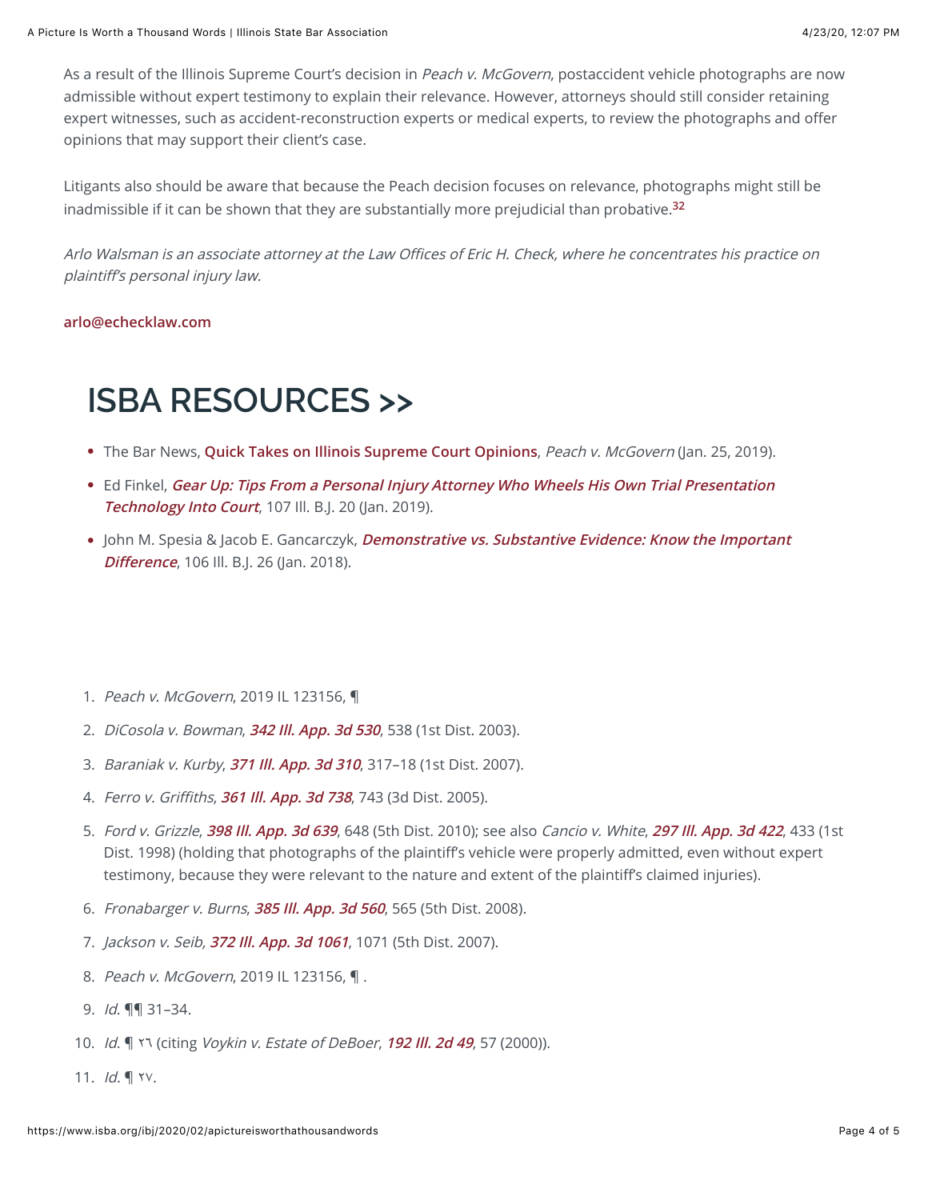As a result of the Illinois Supreme Court's decision in *Peach v. McGovern*, postaccident vehicle photographs are now admissible without expert testimony to explain their relevance. However, attorneys should still consider retaining expert witnesses, such as accident-reconstruction experts or medical experts, to review the photographs and offer opinions that may support their client's case.

Litigants also should be aware that because the Peach decision focuses on relevance, photographs might still be inadmissible if it can be shown that they are substantially more prejudicial than probative.[32]

*Arlo Walsman is an associate attorney at the Law Offices of Eric H. Check, where he concentrates his practice on plaintiff's personal injury law.*

**arlo@echecklaw.com**

# ISBA RESOURCES >>

- The Bar News, **Quick Takes on Illinois Supreme Court Opinions**, *Peach v. McGovern* (Jan. 25, 2019).
- Ed Finkel, ***Gear Up: Tips From a Personal Injury Attorney Who Wheels His Own Trial Presentation Technology Into Court***, 107 Ill. B.J. 20 (Jan. 2019).
- John M. Spesia & Jacob E. Gancarczyk, ***Demonstrative vs. Substantive Evidence: Know the Important Difference***, 106 Ill. B.J. 26 (Jan. 2018).

1. *Peach v. McGovern*, 2019 IL 123156, ¶
2. *DiCosola v. Bowman*, ***342 Ill. App. 3d 530***, 538 (1st Dist. 2003).
3. *Baraniak v. Kurby*, ***371 Ill. App. 3d 310***, 317–18 (1st Dist. 2007).
4. *Ferro v. Griffiths*, ***361 Ill. App. 3d 738***, 743 (3d Dist. 2005).
5. *Ford v. Grizzle*, ***398 Ill. App. 3d 639***, 648 (5th Dist. 2010); see also *Cancio v. White*, ***297 Ill. App. 3d 422***, 433 (1st Dist. 1998) (holding that photographs of the plaintiff's vehicle were properly admitted, even without expert testimony, because they were relevant to the nature and extent of the plaintiff's claimed injuries).
6. *Fronabarger v. Burns*, ***385 Ill. App. 3d 560***, 565 (5th Dist. 2008).
7. *Jackson v. Seib,* ***372 Ill. App. 3d 1061***, 1071 (5th Dist. 2007).
8. *Peach v. McGovern*, 2019 IL 123156, ¶ .
9. *Id*. ¶¶ 31–34.
10. *Id*. ¶ ٢٦ (citing *Voykin v. Estate of DeBoer*, ***192 Ill. 2d 49***, 57 (2000)).
11. *Id.* ¶ ٢٧.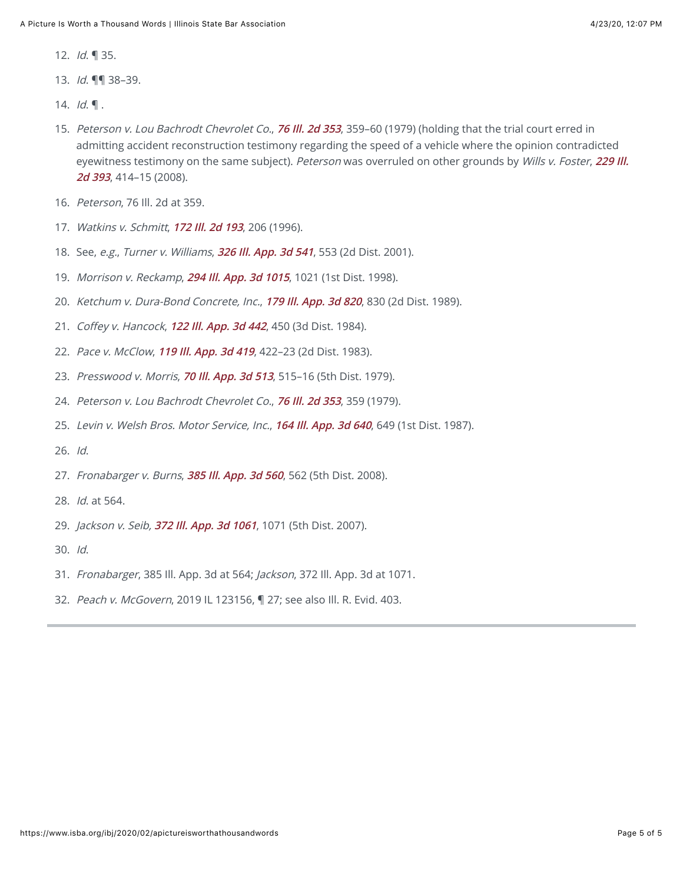12. *Id.* ¶ 35.
13. *Id.* ¶¶ 38–39.
14. *Id.* ¶ .
15. *Peterson v. Lou Bachrodt Chevrolet Co.*, ***76 Ill. 2d 353***, 359–60 (1979) (holding that the trial court erred in admitting accident reconstruction testimony regarding the speed of a vehicle where the opinion contradicted eyewitness testimony on the same subject). *Peterson* was overruled on other grounds by *Wills v. Foster*, ***229 Ill. 2d 393***, 414–15 (2008).
16. *Peterson*, 76 Ill. 2d at 359.
17. *Watkins v. Schmitt*, ***172 Ill. 2d 193***, 206 (1996).
18. See, *e.g.*, *Turner v. Williams*, ***326 Ill. App. 3d 541***, 553 (2d Dist. 2001).
19. *Morrison v. Reckamp*, ***294 Ill. App. 3d 1015***, 1021 (1st Dist. 1998).
20. *Ketchum v. Dura-Bond Concrete, Inc.*, ***179 Ill. App. 3d 820***, 830 (2d Dist. 1989).
21. *Coffey v. Hancock*, ***122 Ill. App. 3d 442***, 450 (3d Dist. 1984).
22. *Pace v. McClow*, ***119 Ill. App. 3d 419***, 422–23 (2d Dist. 1983).
23. *Presswood v. Morris*, ***70 Ill. App. 3d 513***, 515–16 (5th Dist. 1979).
24. *Peterson v. Lou Bachrodt Chevrolet Co.*, ***76 Ill. 2d 353***, 359 (1979).
25. *Levin v. Welsh Bros. Motor Service, Inc.*, ***164 Ill. App. 3d 640***, 649 (1st Dist. 1987).
26. *Id.*
27. *Fronabarger v. Burns*, ***385 Ill. App. 3d 560***, 562 (5th Dist. 2008).
28. *Id.* at 564.
29. *Jackson v. Seib*, ***372 Ill. App. 3d 1061***, 1071 (5th Dist. 2007).
30. *Id.*
31. *Fronabarger*, 385 Ill. App. 3d at 564; *Jackson*, 372 Ill. App. 3d at 1071.
32. *Peach v. McGovern*, 2019 IL 123156, ¶ 27; see also Ill. R. Evid. 403.